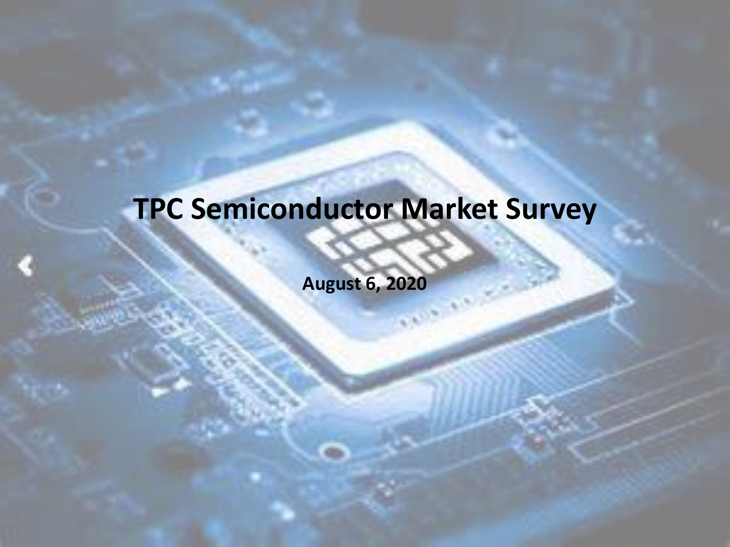# TPC Semiconductor Market Survey

**August 6, 2020**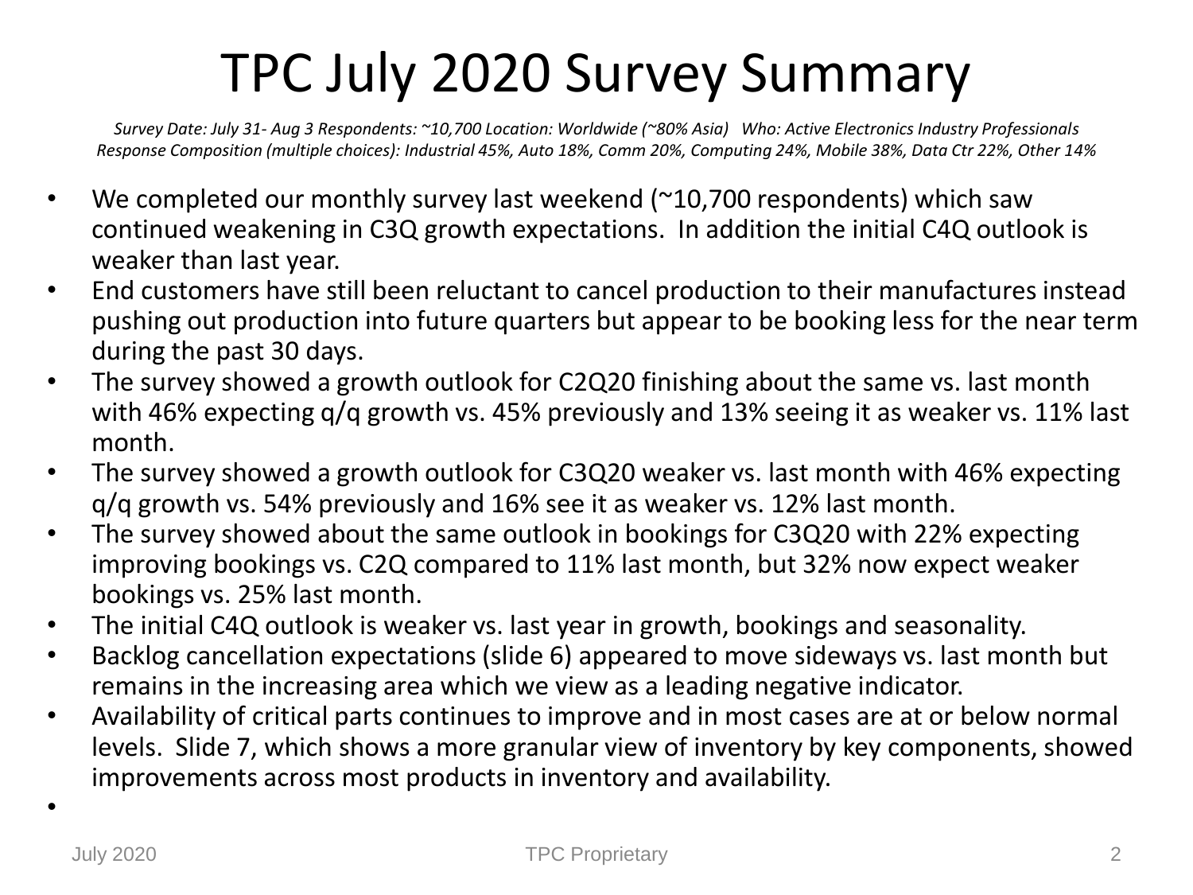# TPC July 2020 Survey Summary

*Survey Date: July 31- Aug 3 Respondents: ~10,700 Location: Worldwide (~80% Asia) Who: Active Electronics Industry Professionals*
*Response Composition (multiple choices): Industrial 45%, Auto 18%, Comm 20%, Computing 24%, Mobile 38%, Data Ctr 22%, Other 14%*

- We completed our monthly survey last weekend (~10,700 respondents) which saw continued weakening in C3Q growth expectations. In addition the initial C4Q outlook is weaker than last year.
- End customers have still been reluctant to cancel production to their manufactures instead pushing out production into future quarters but appear to be booking less for the near term during the past 30 days.
- The survey showed a growth outlook for C2Q20 finishing about the same vs. last month with 46% expecting q/q growth vs. 45% previously and 13% seeing it as weaker vs. 11% last month.
- The survey showed a growth outlook for C3Q20 weaker vs. last month with 46% expecting q/q growth vs. 54% previously and 16% see it as weaker vs. 12% last month.
- The survey showed about the same outlook in bookings for C3Q20 with 22% expecting improving bookings vs. C2Q compared to 11% last month, but 32% now expect weaker bookings vs. 25% last month.
- The initial C4Q outlook is weaker vs. last year in growth, bookings and seasonality.
- Backlog cancellation expectations (slide 6) appeared to move sideways vs. last month but remains in the increasing area which we view as a leading negative indicator.
- Availability of critical parts continues to improve and in most cases are at or below normal levels. Slide 7, which shows a more granular view of inventory by key components, showed improvements across most products in inventory and availability.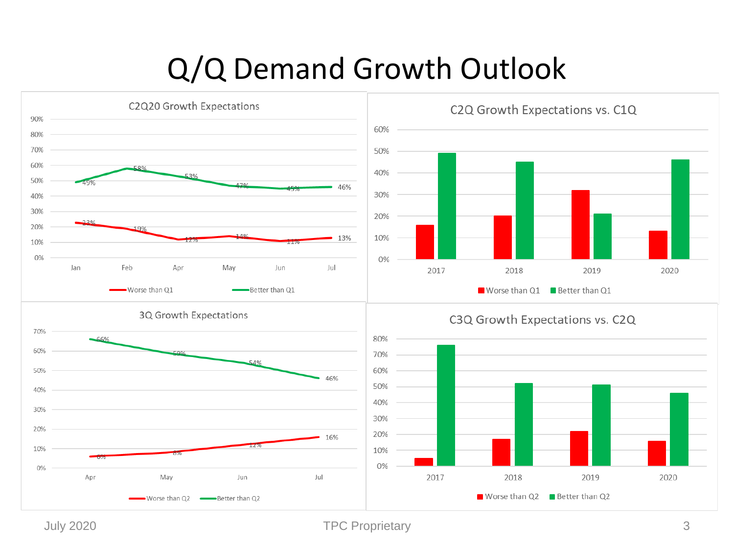# Q/Q Demand Growth Outlook

## C2Q20 Growth Expectations

| | Jan | Feb | Apr | May | Jun | Jul |
|---|---|---|---|---|---|---|
| Worse than Q1 | 23% | 19% | 12% | 14% | 11% | 13% |
| Better than Q1 | 49% | 58% | 53% | 47% | 45% | 46% |

## C2Q Growth Expectations vs. C1Q

Legend: Worse than Q1, Better than Q1

Years: 2017, 2018, 2019, 2020

## 3Q Growth Expectations

| | Apr | May | Jun | Jul |
|---|---|---|---|---|
| Worse than Q2 | 6% | 8% | 12% | 16% |
| Better than Q2 | 66% | 59% | 54% | 46% |

## C3Q Growth Expectations vs. C2Q

Legend: Worse than Q2, Better than Q2

Years: 2017, 2018, 2019, 2020

July 2020 TPC Proprietary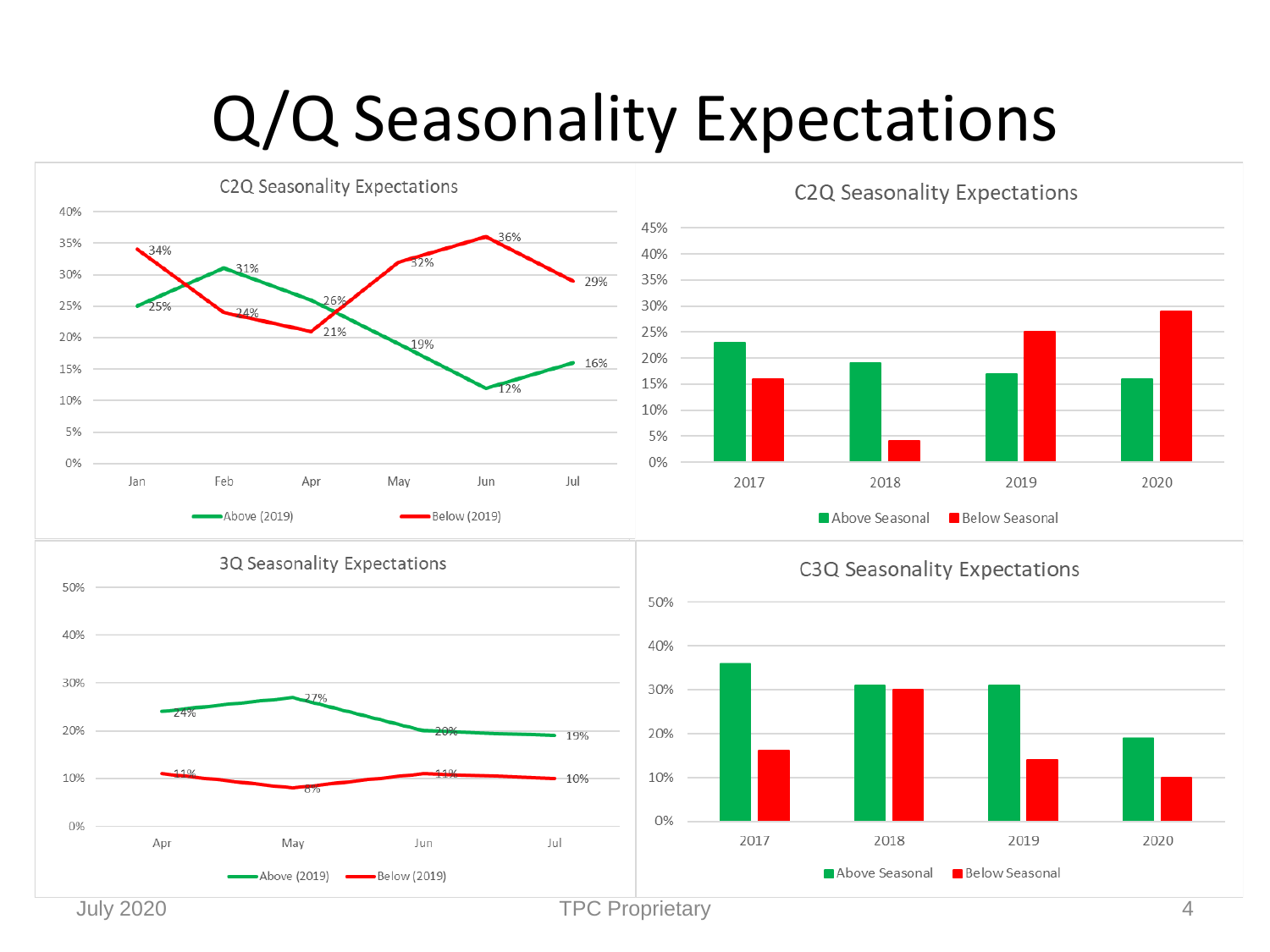# Q/Q Seasonality Expectations

### C2Q Seasonality Expectations

| Month | Above (2019) | Below (2019) |
| --- | --- | --- |
| Jan | 25% | 34% |
| Feb | 31% | 24% |
| Apr | 26% | 21% |
| May | 19% | 32% |
| Jun | 12% | 36% |
| Jul | 16% | 29% |

### C2Q Seasonality Expectations

| Year | Above Seasonal | Below Seasonal |
| --- | --- | --- |
| 2017 | | |
| 2018 | | |
| 2019 | | |
| 2020 | | |

### 3Q Seasonality Expectations

| Month | Above (2019) | Below (2019) |
| --- | --- | --- |
| Apr | 24% | 11% |
| May | 27% | 8% |
| Jun | 20% | 11% |
| Jul | 19% | 10% |

### C3Q Seasonality Expectations

| Year | Above Seasonal | Below Seasonal |
| --- | --- | --- |
| 2017 | | |
| 2018 | | |
| 2019 | | |
| 2020 | | |

July 2020 TPC Proprietary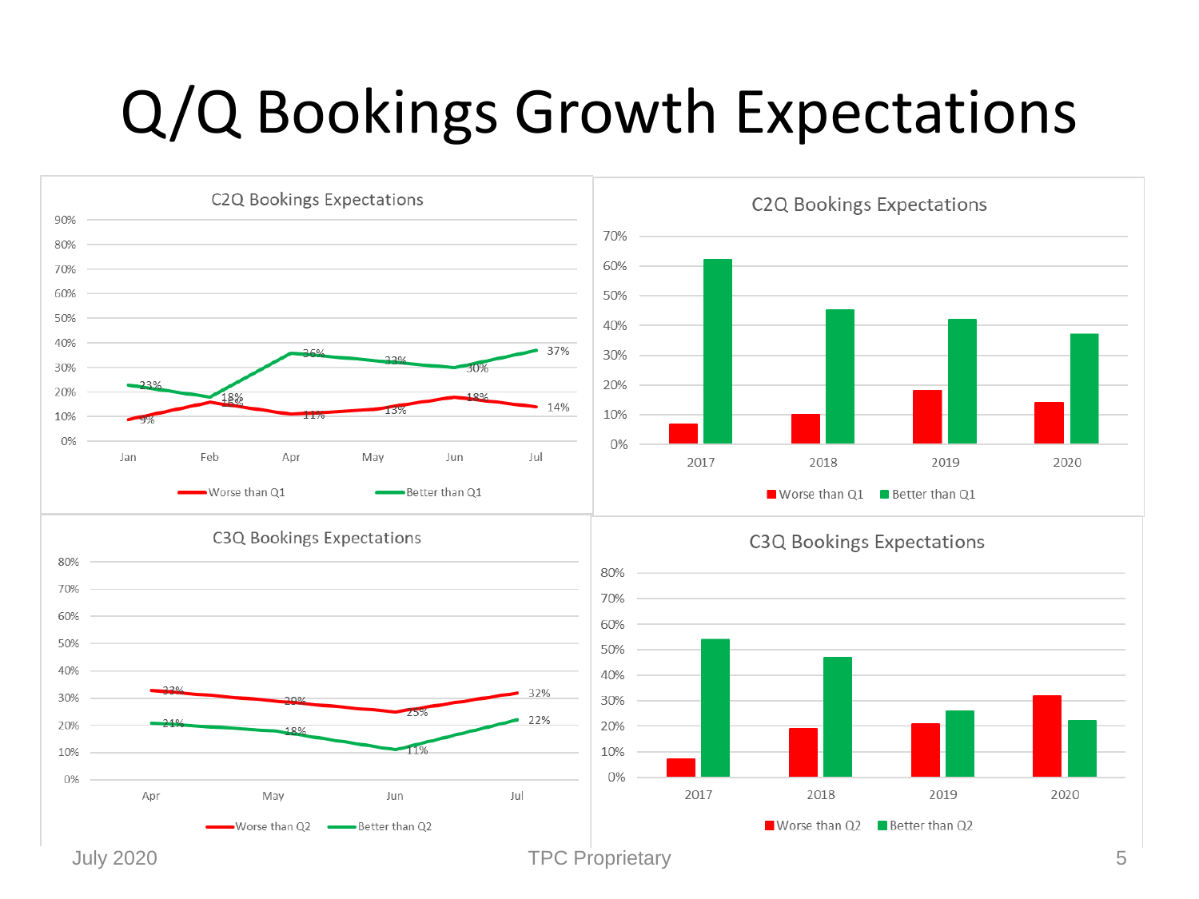# Q/Q Bookings Growth Expectations

## C2Q Bookings Expectations

| Month | Worse than Q1 | Better than Q1 |
|---|---|---|
| Jan | 9% | 23% |
| Feb | 16% | 18% |
| Apr | 11% | 36% |
| May | 13% | 33% |
| Jun | 18% | 30% |
| Jul | 14% | 37% |

## C2Q Bookings Expectations

| Year | Worse than Q1 | Better than Q1 |
|---|---|---|
| 2017 | ~7% | ~62% |
| 2018 | ~10% | ~45% |
| 2019 | ~18% | ~42% |
| 2020 | ~14% | ~37% |

## C3Q Bookings Expectations

| Month | Worse than Q2 | Better than Q2 |
|---|---|---|
| Apr | 33% | 21% |
| May | 29% | 18% |
| Jun | 25% | 11% |
| Jul | 32% | 22% |

## C3Q Bookings Expectations

| Year | Worse than Q2 | Better than Q2 |
|---|---|---|
| 2017 | ~7% | ~54% |
| 2018 | ~19% | ~47% |
| 2019 | ~21% | ~26% |
| 2020 | ~32% | ~22% |

July 2020 TPC Proprietary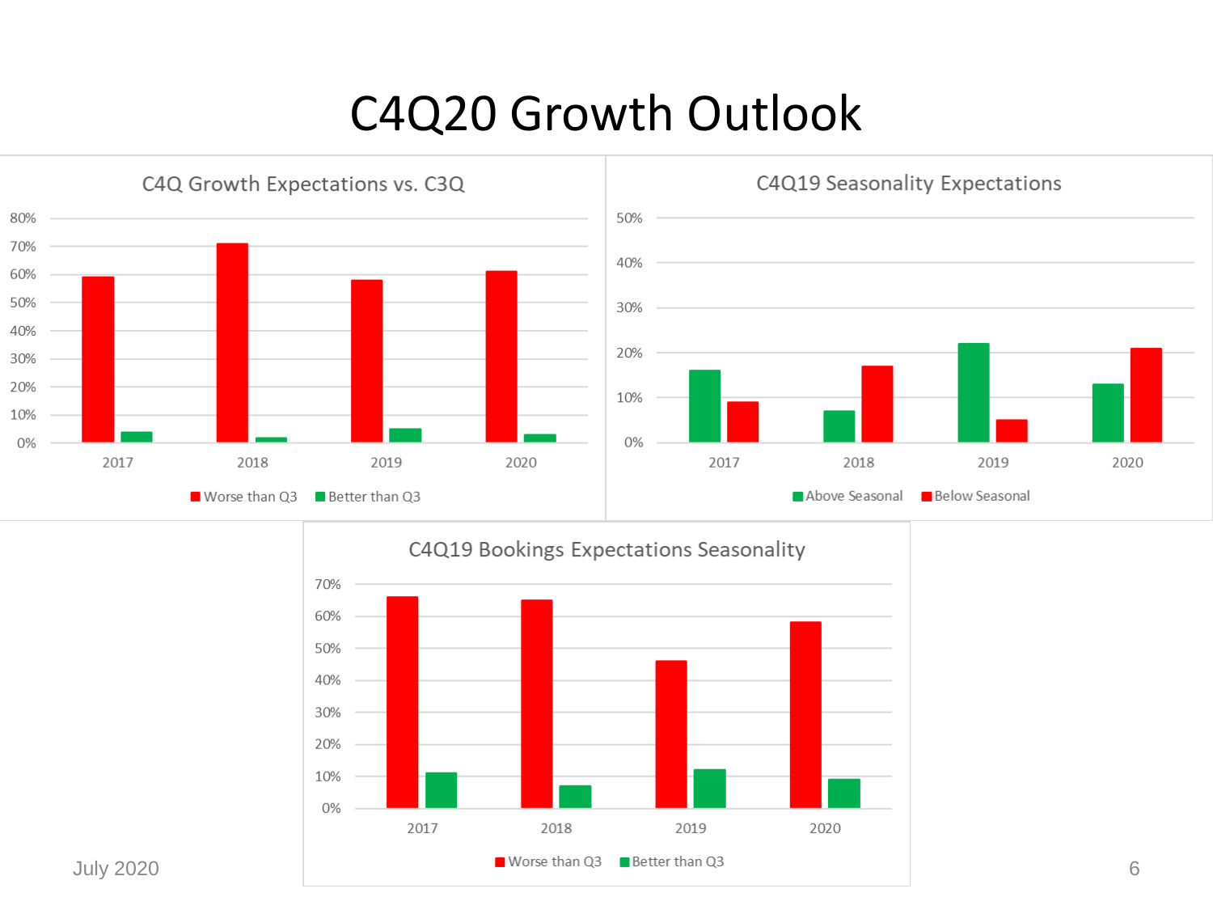# C4Q20 Growth Outlook

## C4Q Growth Expectations vs. C3Q

| Year | Worse than Q3 | Better than Q3 |
|---|---|---|
| 2017 | 59% | 4% |
| 2018 | 71% | 2% |
| 2019 | 58% | 5% |
| 2020 | 61% | 3% |

## C4Q19 Seasonality Expectations

| Year | Above Seasonal | Below Seasonal |
|---|---|---|
| 2017 | 16% | 9% |
| 2018 | 7% | 17% |
| 2019 | 22% | 5% |
| 2020 | 13% | 21% |

## C4Q19 Bookings Expectations Seasonality

| Year | Worse than Q3 | Better than Q3 |
|---|---|---|
| 2017 | 66% | 11% |
| 2018 | 65% | 7% |
| 2019 | 46% | 12% |
| 2020 | 58% | 9% |

July 2020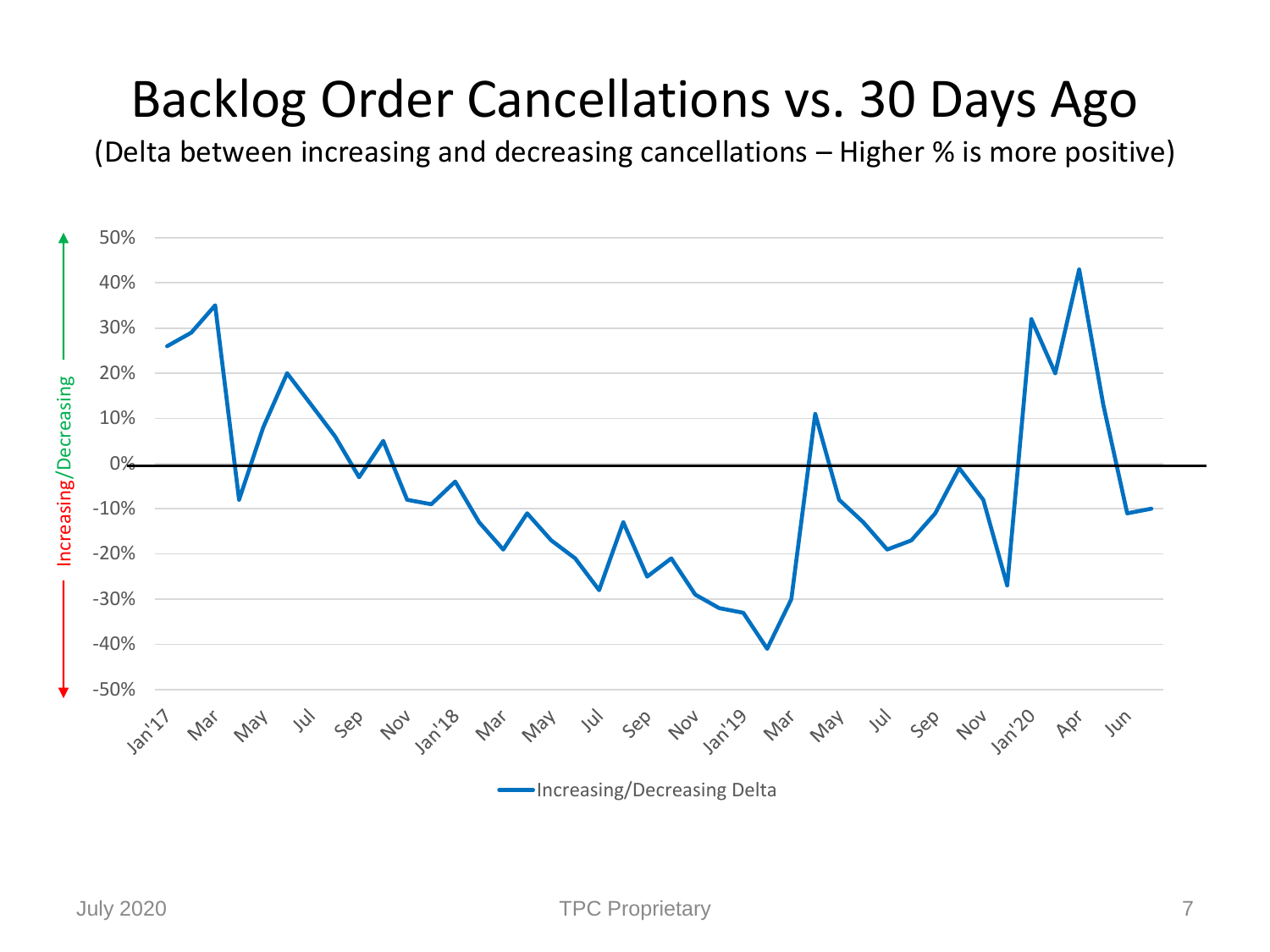# Backlog Order Cancellations vs. 30 Days Ago

(Delta between increasing and decreasing cancellations – Higher % is more positive)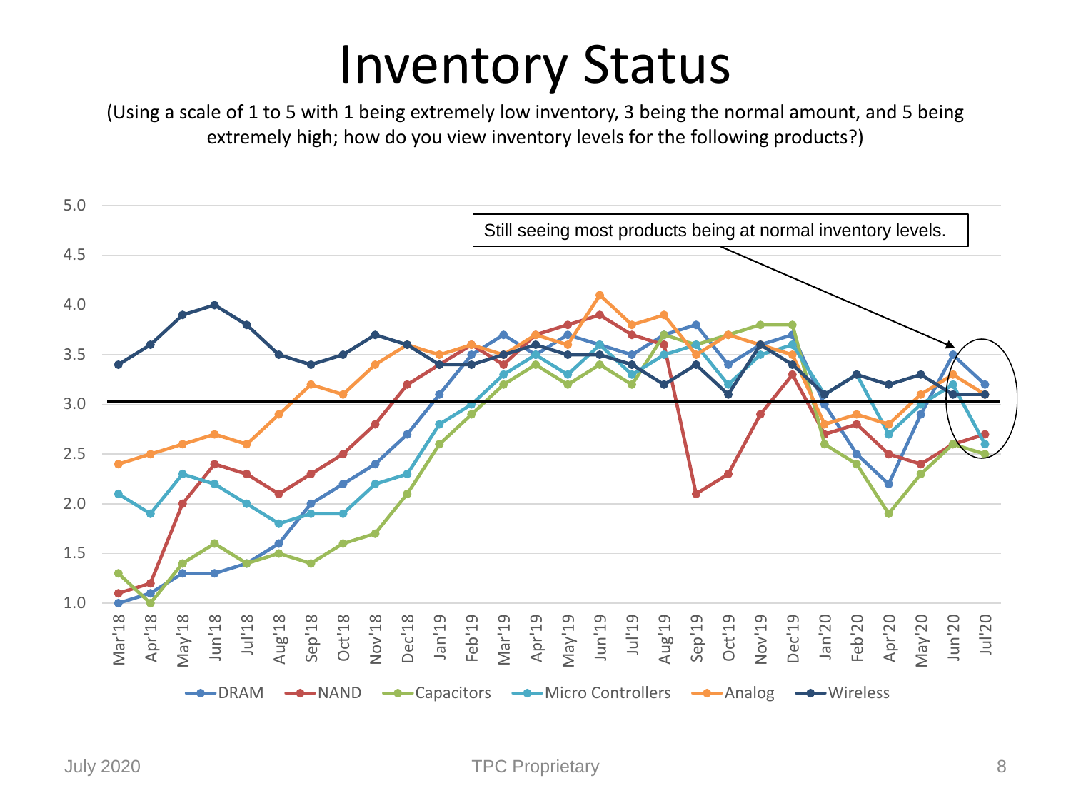# Inventory Status

(Using a scale of 1 to 5 with 1 being extremely low inventory, 3 being the normal amount, and 5 being extremely high; how do you view inventory levels for the following products?)

Still seeing most products being at normal inventory levels.

DRAM, NAND, Capacitors, Micro Controllers, Analog, Wireless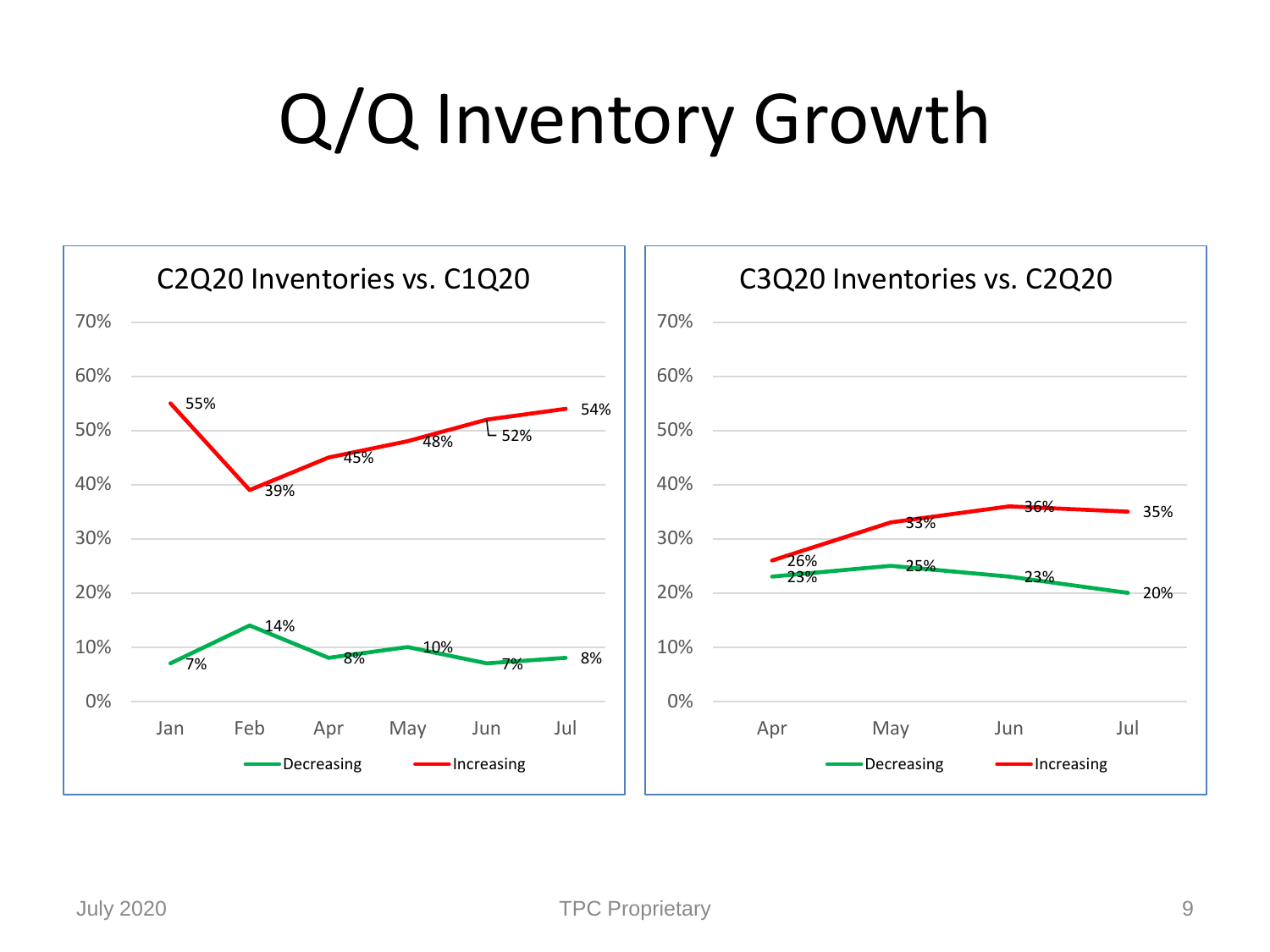# Q/Q Inventory Growth

## C2Q20 Inventories vs. C1Q20

| | Jan | Feb | Apr | May | Jun | Jul |
|---|---|---|---|---|---|---|
| Decreasing | 7% | 14% | 8% | 10% | 7% | 8% |
| Increasing | 55% | 39% | 45% | 48% | 52% | 54% |

## C3Q20 Inventories vs. C2Q20

| | Apr | May | Jun | Jul |
|---|---|---|---|---|
| Decreasing | 23% | 25% | 23% | 20% |
| Increasing | 26% | 33% | 36% | 35% |

July 2020 TPC Proprietary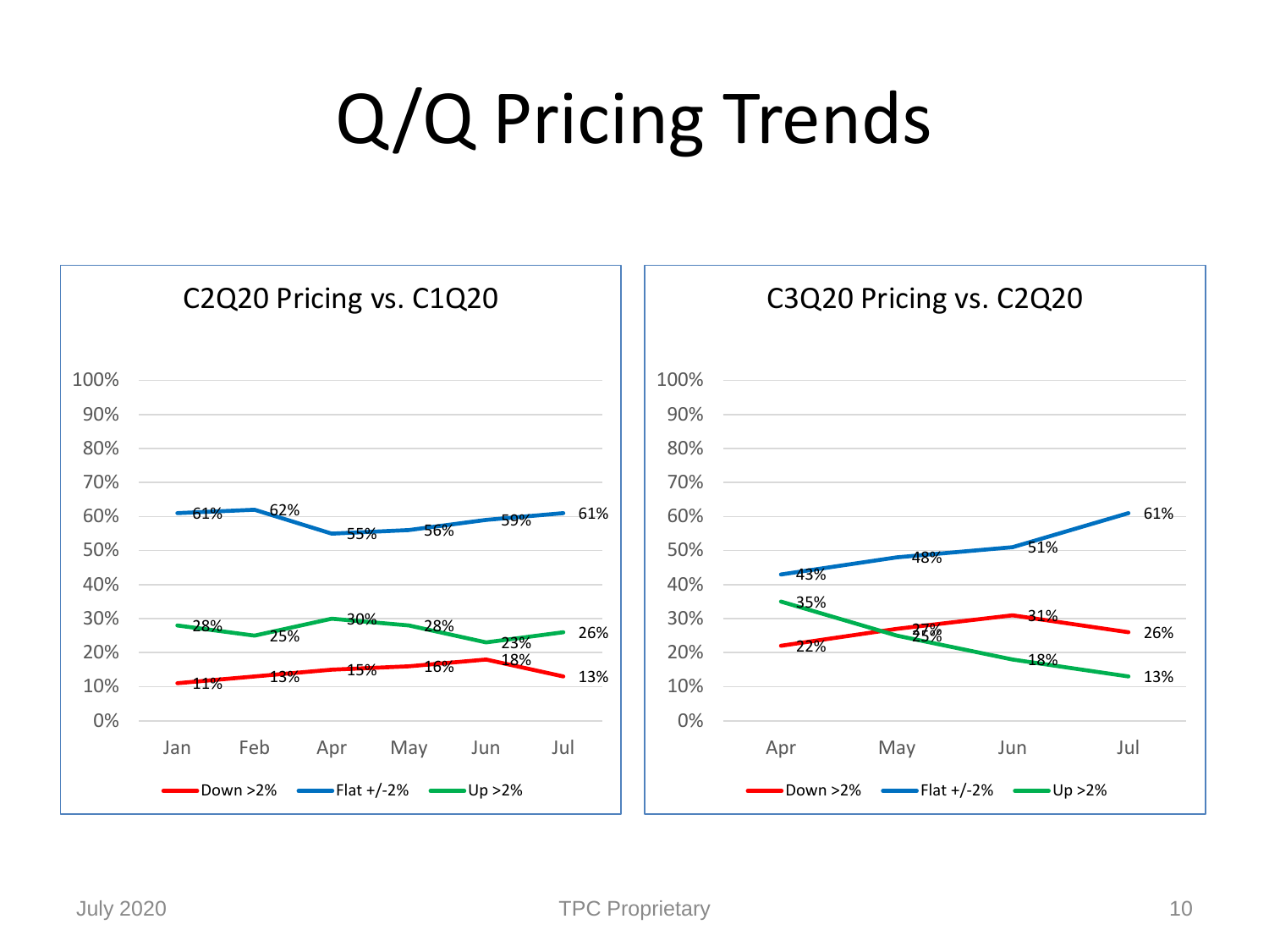# Q/Q Pricing Trends

## C2Q20 Pricing vs. C1Q20

| | Jan | Feb | Apr | May | Jun | Jul |
|---|---|---|---|---|---|---|
| Down >2% | 11% | 13% | 15% | 16% | 18% | 13% |
| Flat +/-2% | 61% | 62% | 55% | 56% | 59% | 61% |
| Up >2% | 28% | 25% | 30% | 28% | 23% | 26% |

## C3Q20 Pricing vs. C2Q20

| | Apr | May | Jun | Jul |
|---|---|---|---|---|
| Down >2% | 22% | 27% | 31% | 26% |
| Flat +/-2% | 43% | 48% | 51% | 61% |
| Up >2% | 35% | 25% | 18% | 13% |

July 2020 TPC Proprietary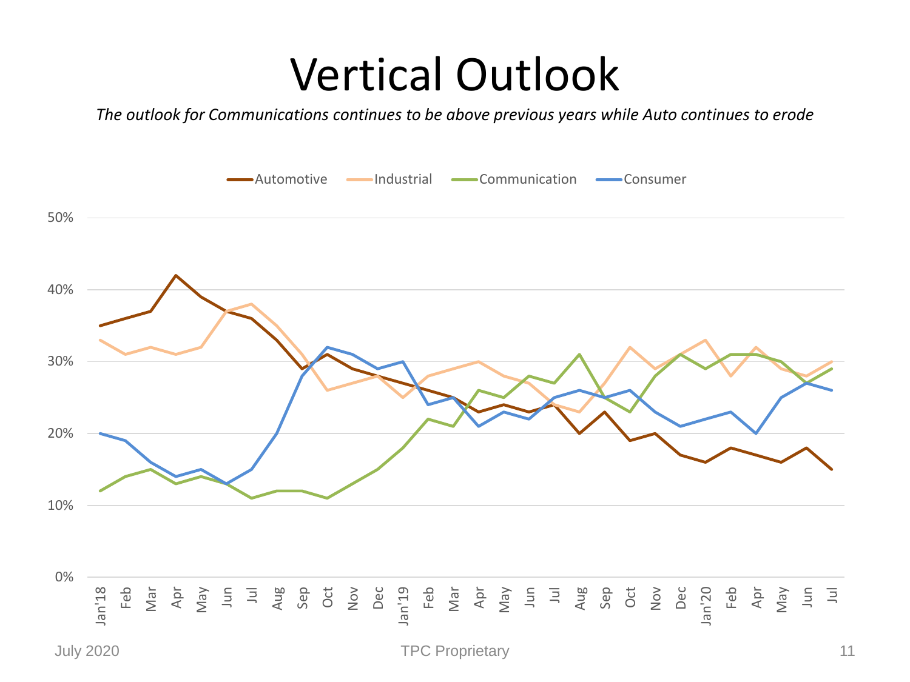# Vertical Outlook

*The outlook for Communications continues to be above previous years while Auto continues to erode*

Automotive
Industrial
Communication
Consumer

50%
40%
30%
20%
10%
0%

Jan'18 Feb Mar Apr May Jun Jul Aug Sep Oct Nov Dec Jan'19 Feb Mar Apr May Jun Jul Aug Sep Oct Nov Dec Jan'20 Feb Apr May Jun Jul